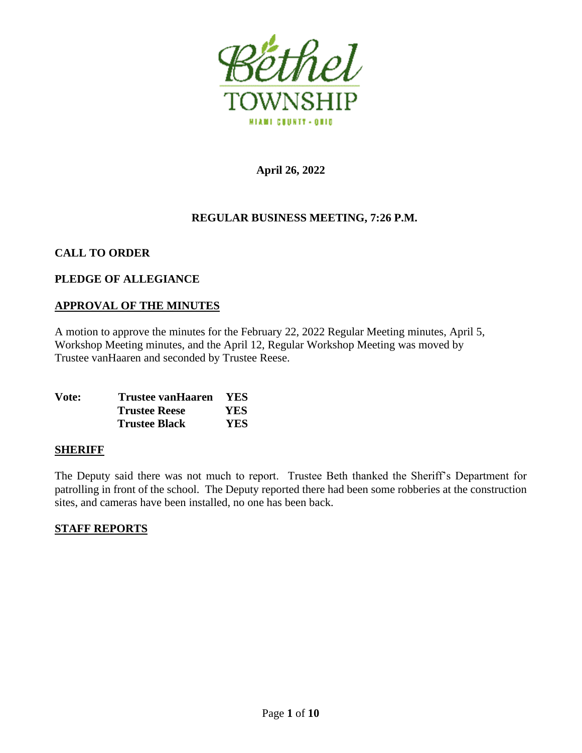Bethel TOWNSHIP

MIAMI COUNTY - OHIO

**April 26, 2022**

**REGULAR BUSINESS MEETING, 7:26 P.M.**

**CALL TO ORDER**

**PLEDGE OF ALLEGIANCE**

## APPROVAL OF THE MINUTES

A motion to approve the minutes for the February 22, 2022 Regular Meeting minutes, April 5, Workshop Meeting minutes, and the April 12, Regular Workshop Meeting was moved by Trustee vanHaaren and seconded by Trustee Reese.

| **Vote:** | **Trustee vanHaaren** | **YES** |
|---|---|---|
| | **Trustee Reese** | **YES** |
| | **Trustee Black** | **YES** |

## SHERIFF

The Deputy said there was not much to report. Trustee Beth thanked the Sheriff's Department for patrolling in front of the school. The Deputy reported there had been some robberies at the construction sites, and cameras have been installed, no one has been back.

## STAFF REPORTS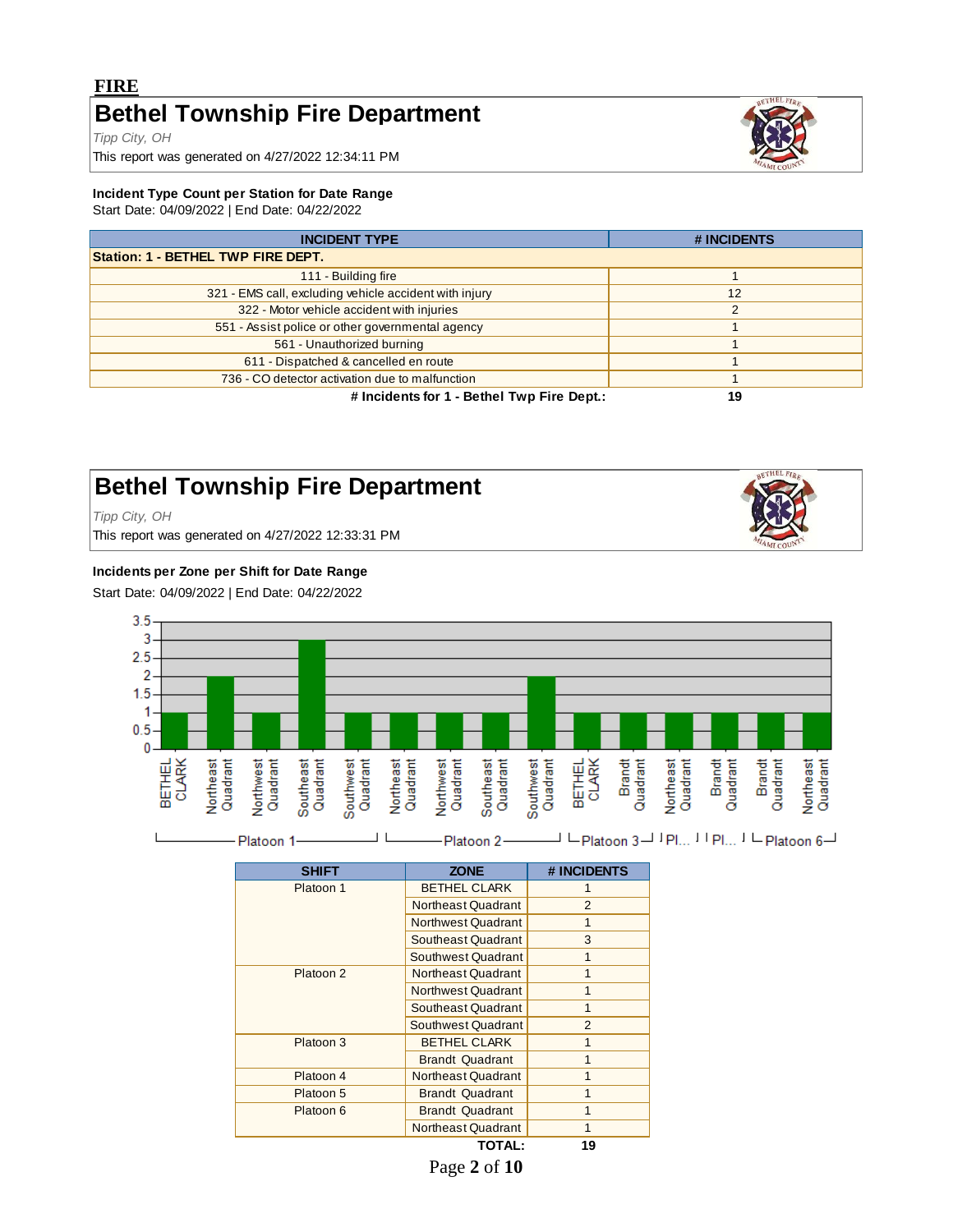**FIRE**

# Bethel Township Fire Department

*Tipp City, OH*

This report was generated on 4/27/2022 12:34:11 PM

**Incident Type Count per Station for Date Range**

Start Date: 04/09/2022 | End Date: 04/22/2022

| INCIDENT TYPE | # INCIDENTS |
|---|---|
| **Station: 1 - BETHEL TWP FIRE DEPT.** | |
| 111 - Building fire | 1 |
| 321 - EMS call, excluding vehicle accident with injury | 12 |
| 322 - Motor vehicle accident with injuries | 2 |
| 551 - Assist police or other governmental agency | 1 |
| 561 - Unauthorized burning | 1 |
| 611 - Dispatched & cancelled en route | 1 |
| 736 - CO detector activation due to malfunction | 1 |
| **# Incidents for 1 - Bethel Twp Fire Dept.:** | **19** |

# Bethel Township Fire Department

*Tipp City, OH*

This report was generated on 4/27/2022 12:33:31 PM

**Incidents per Zone per Shift for Date Range**

Start Date: 04/09/2022 | End Date: 04/22/2022

| SHIFT | ZONE | # INCIDENTS |
|---|---|---|
| Platoon 1 | BETHEL CLARK | 1 |
| | Northeast Quadrant | 2 |
| | Northwest Quadrant | 1 |
| | Southeast Quadrant | 3 |
| | Southwest Quadrant | 1 |
| Platoon 2 | Northeast Quadrant | 1 |
| | Northwest Quadrant | 1 |
| | Southeast Quadrant | 1 |
| | Southwest Quadrant | 2 |
| Platoon 3 | BETHEL CLARK | 1 |
| | Brandt Quadrant | 1 |
| Platoon 4 | Northeast Quadrant | 1 |
| Platoon 5 | Brandt Quadrant | 1 |
| Platoon 6 | Brandt Quadrant | 1 |
| | Northeast Quadrant | 1 |
| | **TOTAL:** | **19** |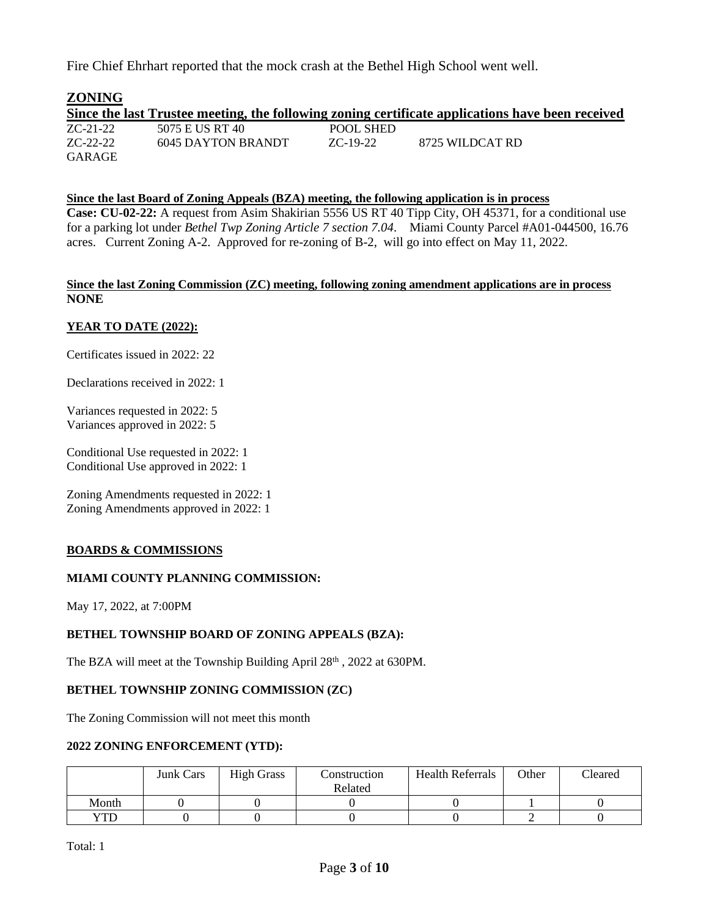Fire Chief Ehrhart reported that the mock crash at the Bethel High School went well.

## ZONING

**Since the last Trustee meeting, the following zoning certificate applications have been received**

ZC-21-22 5075 E US RT 40 POOL SHED
ZC-22-22 6045 DAYTON BRANDT ZC-19-22 8725 WILDCAT RD
GARAGE

**Since the last Board of Zoning Appeals (BZA) meeting, the following application is in process**

**Case: CU-02-22:** A request from Asim Shakirian 5556 US RT 40 Tipp City, OH 45371, for a conditional use for a parking lot under *Bethel Twp Zoning Article 7 section 7.04*. Miami County Parcel #A01-044500, 16.76 acres. Current Zoning A-2. Approved for re-zoning of B-2, will go into effect on May 11, 2022.

**Since the last Zoning Commission (ZC) meeting, following zoning amendment applications are in process**
**NONE**

**YEAR TO DATE (2022):**

Certificates issued in 2022: 22

Declarations received in 2022: 1

Variances requested in 2022: 5
Variances approved in 2022: 5

Conditional Use requested in 2022: 1
Conditional Use approved in 2022: 1

Zoning Amendments requested in 2022: 1
Zoning Amendments approved in 2022: 1

**BOARDS & COMMISSIONS**

**MIAMI COUNTY PLANNING COMMISSION:**

May 17, 2022, at 7:00PM

**BETHEL TOWNSHIP BOARD OF ZONING APPEALS (BZA):**

The BZA will meet at the Township Building April 28th , 2022 at 630PM.

**BETHEL TOWNSHIP ZONING COMMISSION (ZC)**

The Zoning Commission will not meet this month

**2022 ZONING ENFORCEMENT (YTD):**

| | Junk Cars | High Grass | Construction Related | Health Referrals | Other | Cleared |
|---|---|---|---|---|---|---|
| Month | 0 | 0 | 0 | 0 | 1 | 0 |
| YTD | 0 | 0 | 0 | 0 | 2 | 0 |

Total: 1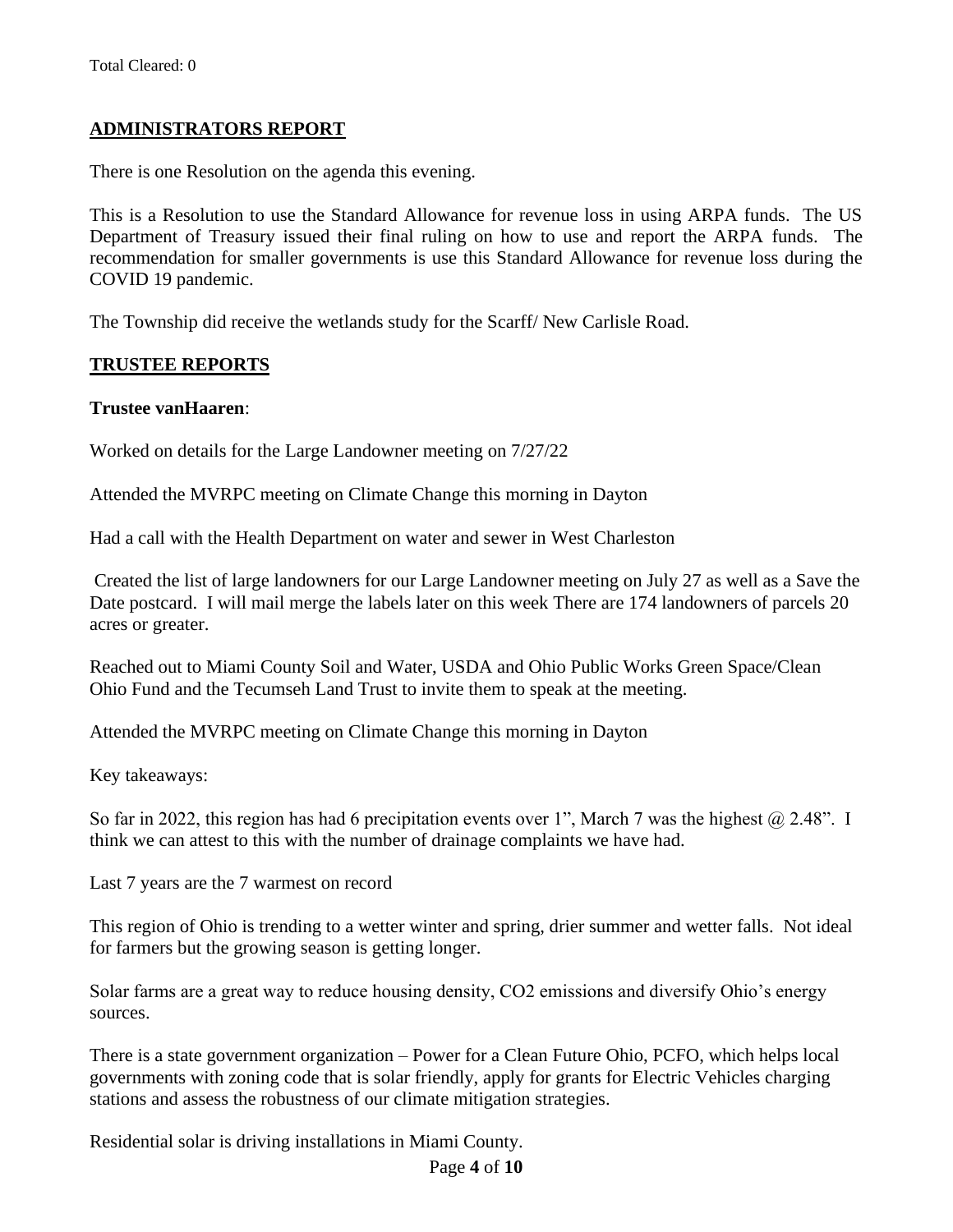Total Cleared: 0

## ADMINISTRATORS REPORT

There is one Resolution on the agenda this evening.

This is a Resolution to use the Standard Allowance for revenue loss in using ARPA funds. The US Department of Treasury issued their final ruling on how to use and report the ARPA funds. The recommendation for smaller governments is use this Standard Allowance for revenue loss during the COVID 19 pandemic.

The Township did receive the wetlands study for the Scarff/ New Carlisle Road.

## TRUSTEE REPORTS

**Trustee vanHaaren**:

Worked on details for the Large Landowner meeting on 7/27/22

Attended the MVRPC meeting on Climate Change this morning in Dayton

Had a call with the Health Department on water and sewer in West Charleston

Created the list of large landowners for our Large Landowner meeting on July 27 as well as a Save the Date postcard. I will mail merge the labels later on this week There are 174 landowners of parcels 20 acres or greater.

Reached out to Miami County Soil and Water, USDA and Ohio Public Works Green Space/Clean Ohio Fund and the Tecumseh Land Trust to invite them to speak at the meeting.

Attended the MVRPC meeting on Climate Change this morning in Dayton

Key takeaways:

So far in 2022, this region has had 6 precipitation events over 1", March 7 was the highest @ 2.48". I think we can attest to this with the number of drainage complaints we have had.

Last 7 years are the 7 warmest on record

This region of Ohio is trending to a wetter winter and spring, drier summer and wetter falls. Not ideal for farmers but the growing season is getting longer.

Solar farms are a great way to reduce housing density, $CO_2$ emissions and diversify Ohio's energy sources.

There is a state government organization – Power for a Clean Future Ohio, PCFO, which helps local governments with zoning code that is solar friendly, apply for grants for Electric Vehicles charging stations and assess the robustness of our climate mitigation strategies.

Residential solar is driving installations in Miami County.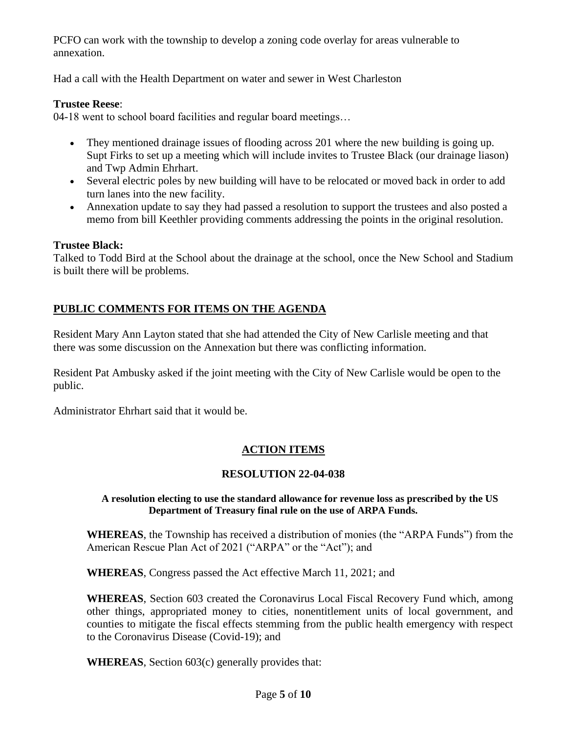PCFO can work with the township to develop a zoning code overlay for areas vulnerable to annexation.

Had a call with the Health Department on water and sewer in West Charleston

**Trustee Reese**:

04-18 went to school board facilities and regular board meetings…

- They mentioned drainage issues of flooding across 201 where the new building is going up. Supt Firks to set up a meeting which will include invites to Trustee Black (our drainage liason) and Twp Admin Ehrhart.
- Several electric poles by new building will have to be relocated or moved back in order to add turn lanes into the new facility.
- Annexation update to say they had passed a resolution to support the trustees and also posted a memo from bill Keethler providing comments addressing the points in the original resolution.

**Trustee Black:**

Talked to Todd Bird at the School about the drainage at the school, once the New School and Stadium is built there will be problems.

## PUBLIC COMMENTS FOR ITEMS ON THE AGENDA

Resident Mary Ann Layton stated that she had attended the City of New Carlisle meeting and that there was some discussion on the Annexation but there was conflicting information.

Resident Pat Ambusky asked if the joint meeting with the City of New Carlisle would be open to the public.

Administrator Ehrhart said that it would be.

## ACTION ITEMS

### RESOLUTION 22-04-038

**A resolution electing to use the standard allowance for revenue loss as prescribed by the US Department of Treasury final rule on the use of ARPA Funds.**

**WHEREAS**, the Township has received a distribution of monies (the "ARPA Funds") from the American Rescue Plan Act of 2021 ("ARPA" or the "Act"); and

**WHEREAS**, Congress passed the Act effective March 11, 2021; and

**WHEREAS**, Section 603 created the Coronavirus Local Fiscal Recovery Fund which, among other things, appropriated money to cities, nonentitlement units of local government, and counties to mitigate the fiscal effects stemming from the public health emergency with respect to the Coronavirus Disease (Covid-19); and

**WHEREAS**, Section 603(c) generally provides that: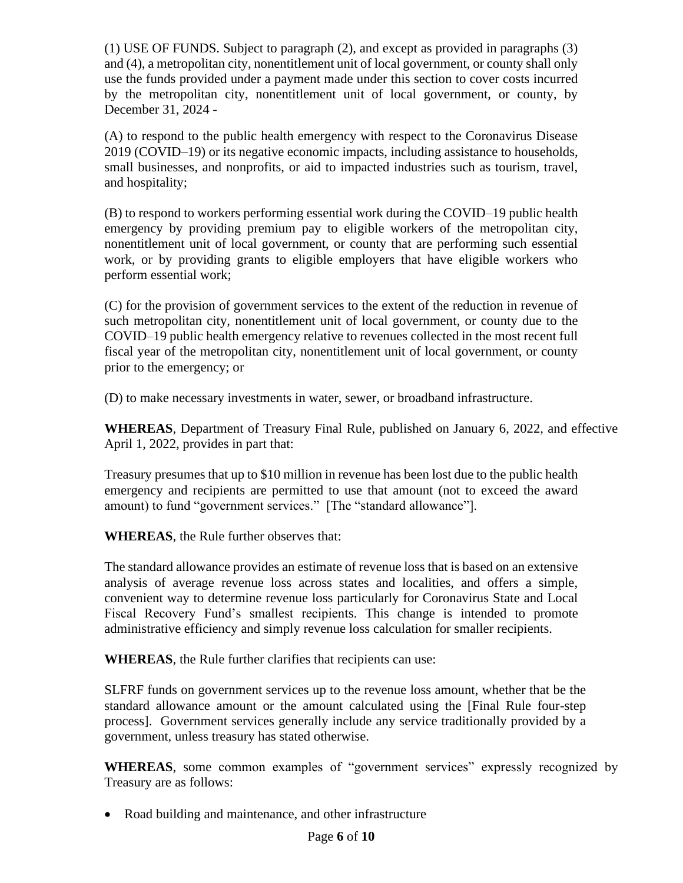(1) USE OF FUNDS. Subject to paragraph (2), and except as provided in paragraphs (3) and (4), a metropolitan city, nonentitlement unit of local government, or county shall only use the funds provided under a payment made under this section to cover costs incurred by the metropolitan city, nonentitlement unit of local government, or county, by December 31, 2024 -

(A) to respond to the public health emergency with respect to the Coronavirus Disease 2019 (COVID–19) or its negative economic impacts, including assistance to households, small businesses, and nonprofits, or aid to impacted industries such as tourism, travel, and hospitality;

(B) to respond to workers performing essential work during the COVID–19 public health emergency by providing premium pay to eligible workers of the metropolitan city, nonentitlement unit of local government, or county that are performing such essential work, or by providing grants to eligible employers that have eligible workers who perform essential work;

(C) for the provision of government services to the extent of the reduction in revenue of such metropolitan city, nonentitlement unit of local government, or county due to the COVID–19 public health emergency relative to revenues collected in the most recent full fiscal year of the metropolitan city, nonentitlement unit of local government, or county prior to the emergency; or

(D) to make necessary investments in water, sewer, or broadband infrastructure.

**WHEREAS**, Department of Treasury Final Rule, published on January 6, 2022, and effective April 1, 2022, provides in part that:

Treasury presumes that up to $10 million in revenue has been lost due to the public health emergency and recipients are permitted to use that amount (not to exceed the award amount) to fund "government services." [The "standard allowance"].

**WHEREAS**, the Rule further observes that:

The standard allowance provides an estimate of revenue loss that is based on an extensive analysis of average revenue loss across states and localities, and offers a simple, convenient way to determine revenue loss particularly for Coronavirus State and Local Fiscal Recovery Fund's smallest recipients. This change is intended to promote administrative efficiency and simply revenue loss calculation for smaller recipients.

**WHEREAS**, the Rule further clarifies that recipients can use:

SLFRF funds on government services up to the revenue loss amount, whether that be the standard allowance amount or the amount calculated using the [Final Rule four-step process]. Government services generally include any service traditionally provided by a government, unless treasury has stated otherwise.

**WHEREAS**, some common examples of "government services" expressly recognized by Treasury are as follows:

- Road building and maintenance, and other infrastructure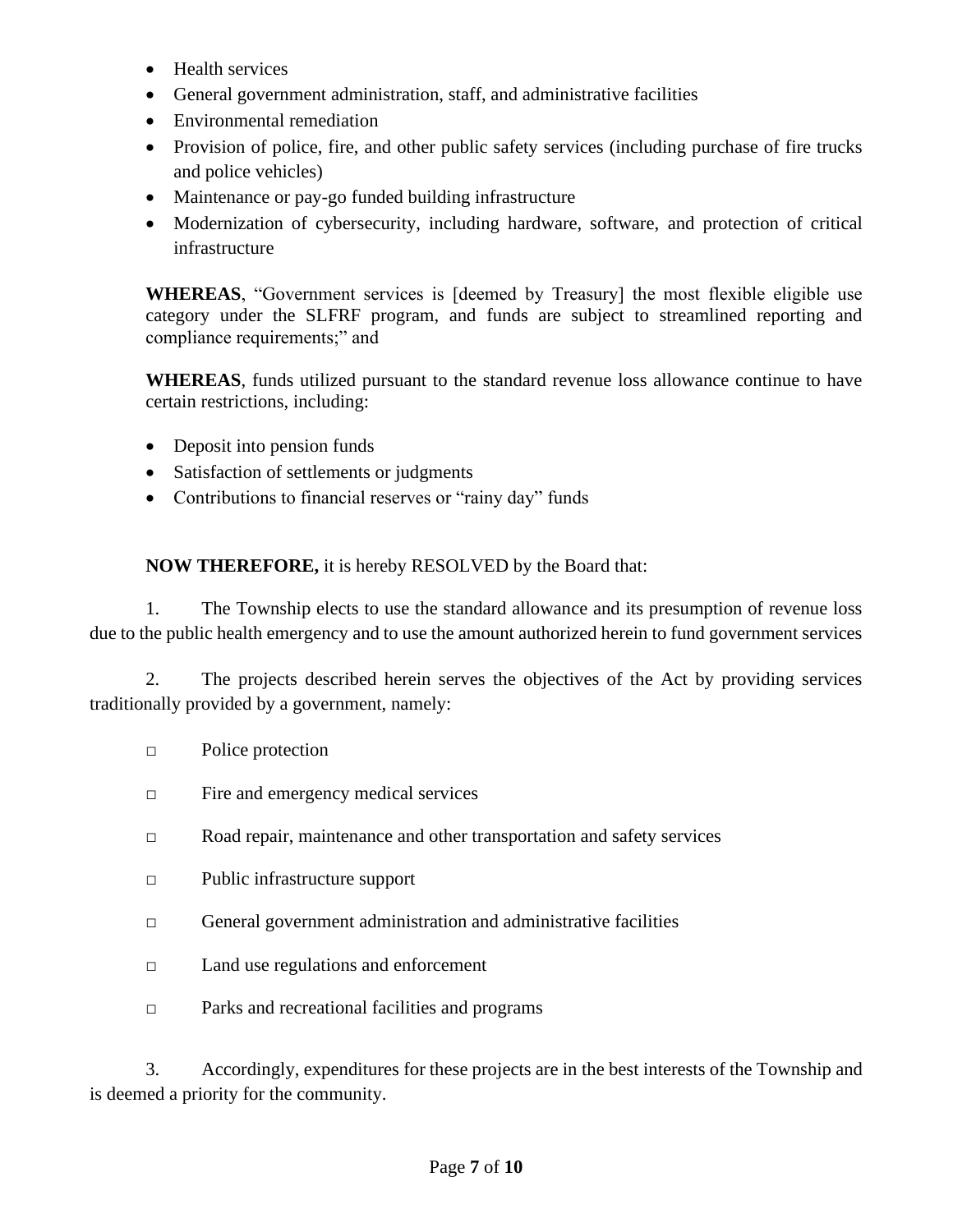- Health services
- General government administration, staff, and administrative facilities
- Environmental remediation
- Provision of police, fire, and other public safety services (including purchase of fire trucks and police vehicles)
- Maintenance or pay-go funded building infrastructure
- Modernization of cybersecurity, including hardware, software, and protection of critical infrastructure

**WHEREAS**, "Government services is [deemed by Treasury] the most flexible eligible use category under the SLFRF program, and funds are subject to streamlined reporting and compliance requirements;" and

**WHEREAS**, funds utilized pursuant to the standard revenue loss allowance continue to have certain restrictions, including:

- Deposit into pension funds
- Satisfaction of settlements or judgments
- Contributions to financial reserves or "rainy day" funds

**NOW THEREFORE,** it is hereby RESOLVED by the Board that:

1. The Township elects to use the standard allowance and its presumption of revenue loss due to the public health emergency and to use the amount authorized herein to fund government services

2. The projects described herein serves the objectives of the Act by providing services traditionally provided by a government, namely:

    □ Police protection

    □ Fire and emergency medical services

    □ Road repair, maintenance and other transportation and safety services

    □ Public infrastructure support

    □ General government administration and administrative facilities

    □ Land use regulations and enforcement

    □ Parks and recreational facilities and programs

3. Accordingly, expenditures for these projects are in the best interests of the Township and is deemed a priority for the community.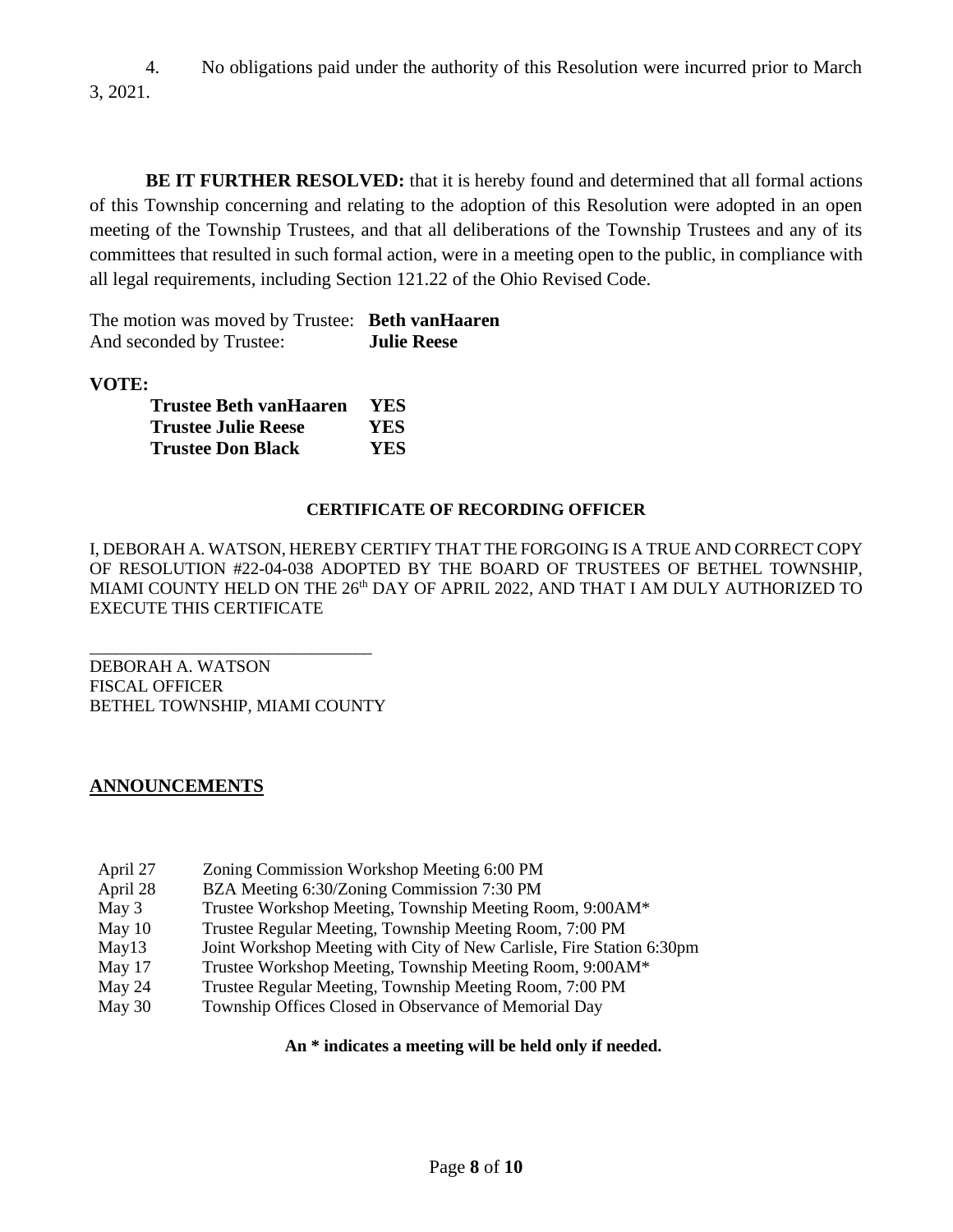4. No obligations paid under the authority of this Resolution were incurred prior to March 3, 2021.

**BE IT FURTHER RESOLVED:** that it is hereby found and determined that all formal actions of this Township concerning and relating to the adoption of this Resolution were adopted in an open meeting of the Township Trustees, and that all deliberations of the Township Trustees and any of its committees that resulted in such formal action, were in a meeting open to the public, in compliance with all legal requirements, including Section 121.22 of the Ohio Revised Code.

The motion was moved by Trustee: **Beth vanHaaren**
And seconded by Trustee: **Julie Reese**

**VOTE:**

| | |
|---|---|
| **Trustee Beth vanHaaren** | **YES** |
| **Trustee Julie Reese** | **YES** |
| **Trustee Don Black** | **YES** |

**CERTIFICATE OF RECORDING OFFICER**

I, DEBORAH A. WATSON, HEREBY CERTIFY THAT THE FORGOING IS A TRUE AND CORRECT COPY OF RESOLUTION #22-04-038 ADOPTED BY THE BOARD OF TRUSTEES OF BETHEL TOWNSHIP, MIAMI COUNTY HELD ON THE 26th DAY OF APRIL 2022, AND THAT I AM DULY AUTHORIZED TO EXECUTE THIS CERTIFICATE

\_\_\_\_\_\_\_\_\_\_\_\_\_\_\_\_\_\_\_\_\_\_\_\_\_\_\_\_\_\_\_\_
DEBORAH A. WATSON
FISCAL OFFICER
BETHEL TOWNSHIP, MIAMI COUNTY

## ANNOUNCEMENTS

| | |
|---|---|
| April 27 | Zoning Commission Workshop Meeting 6:00 PM |
| April 28 | BZA Meeting 6:30/Zoning Commission 7:30 PM |
| May 3 | Trustee Workshop Meeting, Township Meeting Room, 9:00AM* |
| May 10 | Trustee Regular Meeting, Township Meeting Room, 7:00 PM |
| May13 | Joint Workshop Meeting with City of New Carlisle, Fire Station 6:30pm |
| May 17 | Trustee Workshop Meeting, Township Meeting Room, 9:00AM* |
| May 24 | Trustee Regular Meeting, Township Meeting Room, 7:00 PM |
| May 30 | Township Offices Closed in Observance of Memorial Day |

**An * indicates a meeting will be held only if needed.**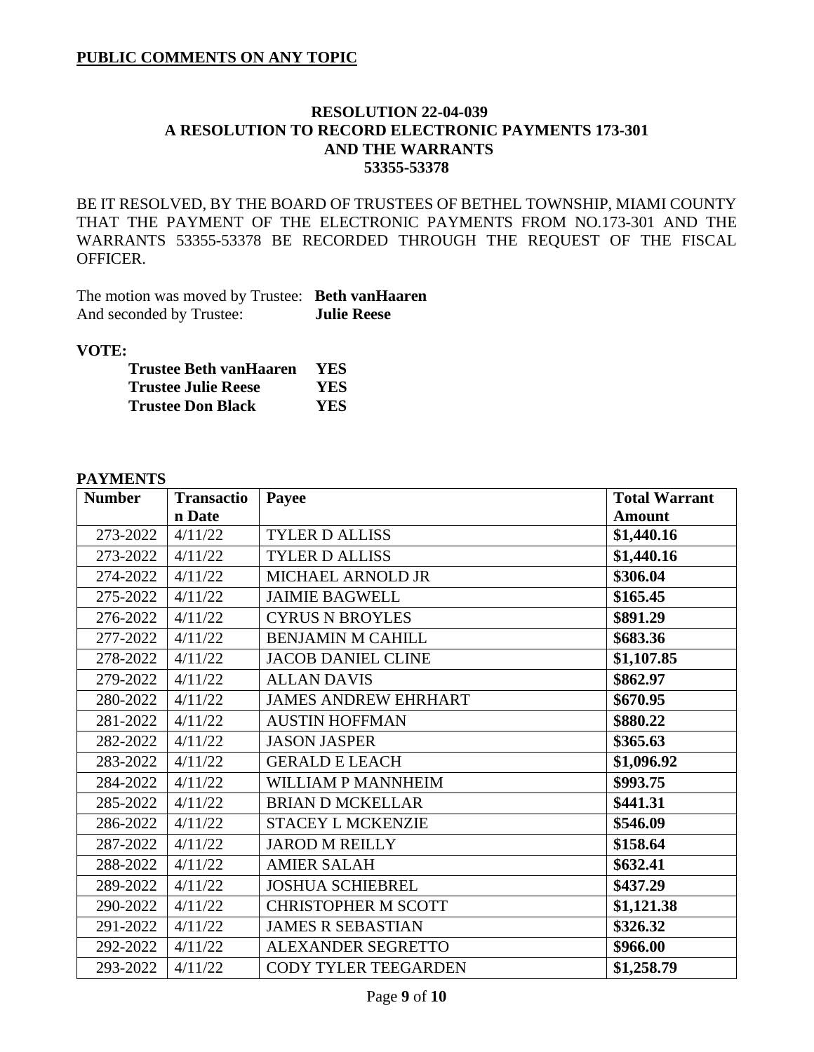**PUBLIC COMMENTS ON ANY TOPIC**

**RESOLUTION 22-04-039**
**A RESOLUTION TO RECORD ELECTRONIC PAYMENTS 173-301**
**AND THE WARRANTS**
**53355-53378**

BE IT RESOLVED, BY THE BOARD OF TRUSTEES OF BETHEL TOWNSHIP, MIAMI COUNTY THAT THE PAYMENT OF THE ELECTRONIC PAYMENTS FROM NO.173-301 AND THE WARRANTS 53355-53378 BE RECORDED THROUGH THE REQUEST OF THE FISCAL OFFICER.

The motion was moved by Trustee: **Beth vanHaaren**
And seconded by Trustee: **Julie Reese**

**VOTE:**

**Trustee Beth vanHaaren YES**
**Trustee Julie Reese YES**
**Trustee Don Black YES**

**PAYMENTS**

| Number | Transaction Date | Payee | Total Warrant Amount |
|---|---|---|---|
| 273-2022 | 4/11/22 | TYLER D ALLISS | **$1,440.16** |
| 273-2022 | 4/11/22 | TYLER D ALLISS | **$1,440.16** |
| 274-2022 | 4/11/22 | MICHAEL ARNOLD JR | **$306.04** |
| 275-2022 | 4/11/22 | JAIMIE BAGWELL | **$165.45** |
| 276-2022 | 4/11/22 | CYRUS N BROYLES | **$891.29** |
| 277-2022 | 4/11/22 | BENJAMIN M CAHILL | **$683.36** |
| 278-2022 | 4/11/22 | JACOB DANIEL CLINE | **$1,107.85** |
| 279-2022 | 4/11/22 | ALLAN DAVIS | **$862.97** |
| 280-2022 | 4/11/22 | JAMES ANDREW EHRHART | **$670.95** |
| 281-2022 | 4/11/22 | AUSTIN HOFFMAN | **$880.22** |
| 282-2022 | 4/11/22 | JASON JASPER | **$365.63** |
| 283-2022 | 4/11/22 | GERALD E LEACH | **$1,096.92** |
| 284-2022 | 4/11/22 | WILLIAM P MANNHEIM | **$993.75** |
| 285-2022 | 4/11/22 | BRIAN D MCKELLAR | **$441.31** |
| 286-2022 | 4/11/22 | STACEY L MCKENZIE | **$546.09** |
| 287-2022 | 4/11/22 | JAROD M REILLY | **$158.64** |
| 288-2022 | 4/11/22 | AMIER SALAH | **$632.41** |
| 289-2022 | 4/11/22 | JOSHUA SCHIEBREL | **$437.29** |
| 290-2022 | 4/11/22 | CHRISTOPHER M SCOTT | **$1,121.38** |
| 291-2022 | 4/11/22 | JAMES R SEBASTIAN | **$326.32** |
| 292-2022 | 4/11/22 | ALEXANDER SEGRETTO | **$966.00** |
| 293-2022 | 4/11/22 | CODY TYLER TEEGARDEN | **$1,258.79** |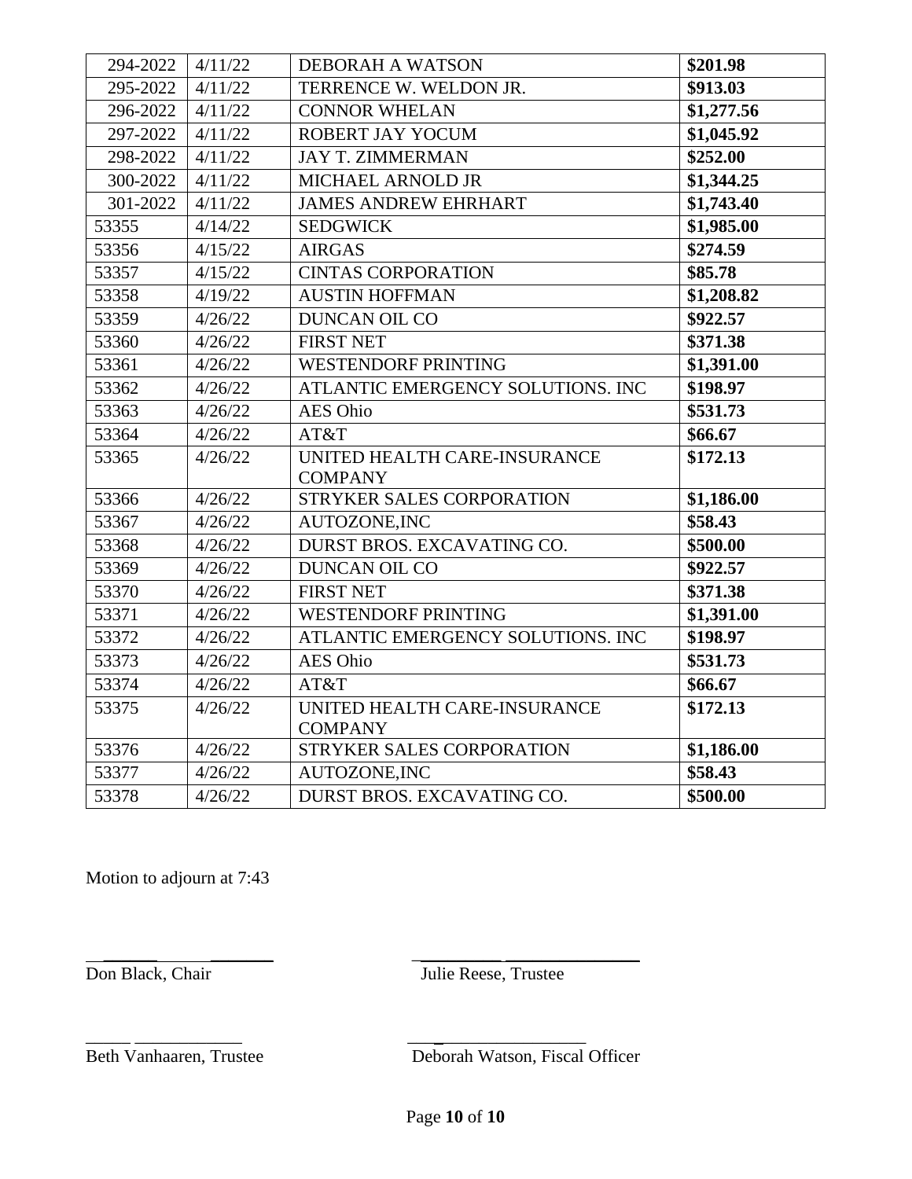| | | | |
|---|---|---|---|
| 294-2022 | 4/11/22 | DEBORAH A WATSON | **$201.98** |
| 295-2022 | 4/11/22 | TERRENCE W. WELDON JR. | **$913.03** |
| 296-2022 | 4/11/22 | CONNOR WHELAN | **$1,277.56** |
| 297-2022 | 4/11/22 | ROBERT JAY YOCUM | **$1,045.92** |
| 298-2022 | 4/11/22 | JAY T. ZIMMERMAN | **$252.00** |
| 300-2022 | 4/11/22 | MICHAEL ARNOLD JR | **$1,344.25** |
| 301-2022 | 4/11/22 | JAMES ANDREW EHRHART | **$1,743.40** |
| 53355 | 4/14/22 | SEDGWICK | **$1,985.00** |
| 53356 | 4/15/22 | AIRGAS | **$274.59** |
| 53357 | 4/15/22 | CINTAS CORPORATION | **$85.78** |
| 53358 | 4/19/22 | AUSTIN HOFFMAN | **$1,208.82** |
| 53359 | 4/26/22 | DUNCAN OIL CO | **$922.57** |
| 53360 | 4/26/22 | FIRST NET | **$371.38** |
| 53361 | 4/26/22 | WESTENDORF PRINTING | **$1,391.00** |
| 53362 | 4/26/22 | ATLANTIC EMERGENCY SOLUTIONS. INC | **$198.97** |
| 53363 | 4/26/22 | AES Ohio | **$531.73** |
| 53364 | 4/26/22 | AT&T | **$66.67** |
| 53365 | 4/26/22 | UNITED HEALTH CARE-INSURANCE COMPANY | **$172.13** |
| 53366 | 4/26/22 | STRYKER SALES CORPORATION | **$1,186.00** |
| 53367 | 4/26/22 | AUTOZONE,INC | **$58.43** |
| 53368 | 4/26/22 | DURST BROS. EXCAVATING CO. | **$500.00** |
| 53369 | 4/26/22 | DUNCAN OIL CO | **$922.57** |
| 53370 | 4/26/22 | FIRST NET | **$371.38** |
| 53371 | 4/26/22 | WESTENDORF PRINTING | **$1,391.00** |
| 53372 | 4/26/22 | ATLANTIC EMERGENCY SOLUTIONS. INC | **$198.97** |
| 53373 | 4/26/22 | AES Ohio | **$531.73** |
| 53374 | 4/26/22 | AT&T | **$66.67** |
| 53375 | 4/26/22 | UNITED HEALTH CARE-INSURANCE COMPANY | **$172.13** |
| 53376 | 4/26/22 | STRYKER SALES CORPORATION | **$1,186.00** |
| 53377 | 4/26/22 | AUTOZONE,INC | **$58.43** |
| 53378 | 4/26/22 | DURST BROS. EXCAVATING CO. | **$500.00** |

Motion to adjourn at 7:43

Don Black, Chair

Julie Reese, Trustee

Beth Vanhaaren, Trustee

Deborah Watson, Fiscal Officer